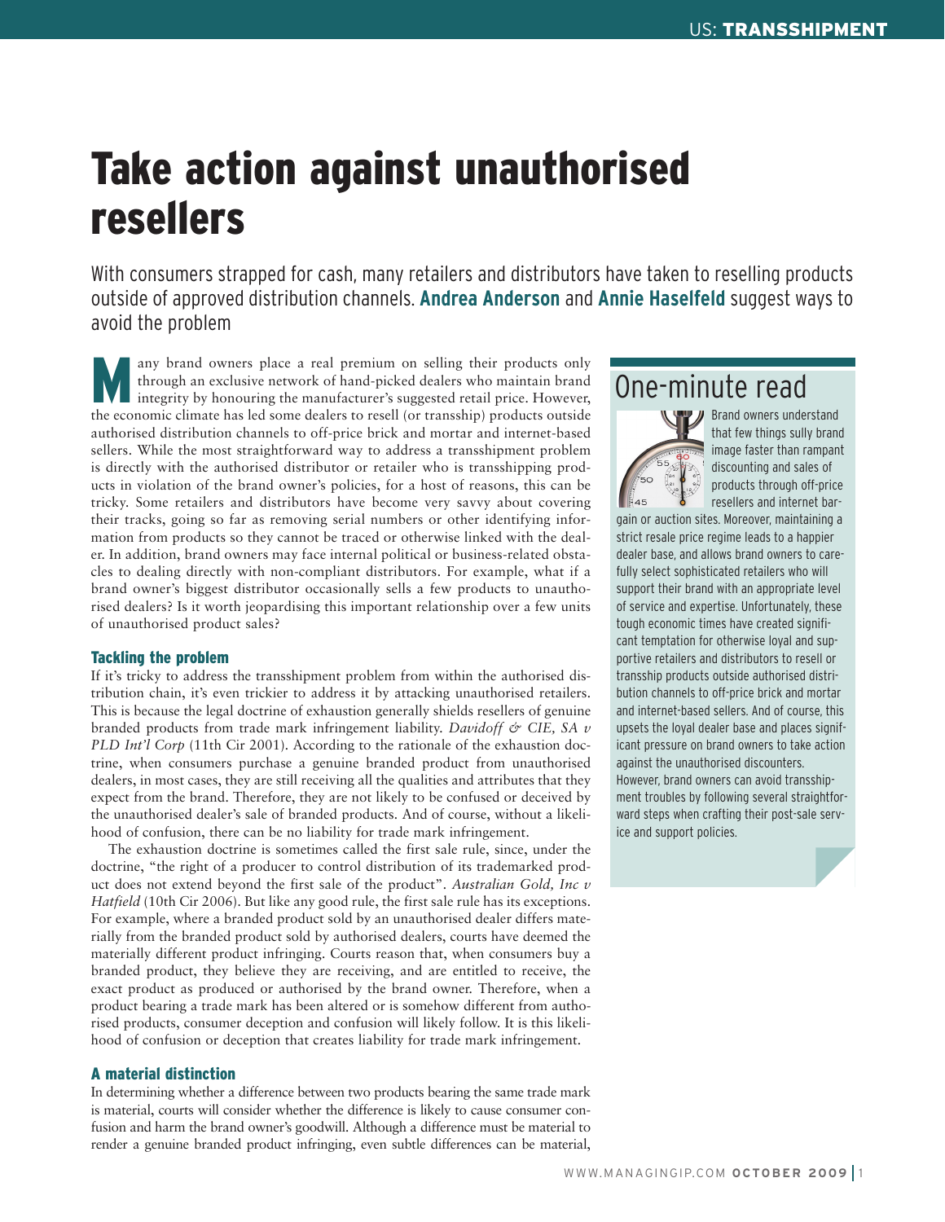# Take action against unauthorised resellers

With consumers strapped for cash, many retailers and distributors have taken to reselling products outside of approved distribution channels. **Andrea Anderson** and **Annie Haselfeld** suggest ways to avoid the problem

Many brand owners place a real premium on selling their products only through an exclusive network of hand-picked dealers who maintain brand integrity by honouring the manufacturer's suggested retail price. However, the economic climate has led some dealers to resell (or tranship) products outside authorised distribution channels to off-price brick and mortar and internet-based sellers. While the most straightforward way to address a transshipment problem is directly with the authorised distributor or retailer who is transshipping products in violation of the brand owner's policies, for a host of reasons, this can be tricky. Some retailers and distributors have become very savvy about covering their tracks, going so far as removing serial numbers or other identifying information from products so they cannot be traced or otherwise linked with the dealer. In addition, brand owners may face internal political or business-related obstacles to dealing directly with non-compliant distributors. For example, what if a brand owner's biggest distributor occasionally sells a few products to unauthorised dealers? Is it worth jeopardising this important relationship over a few units of unauthorised product sales?

### Tackling the problem

If it's tricky to address the transshipment problem from within the authorised distribution chain, it's even trickier to address it by attacking unauthorised retailers. This is because the legal doctrine of exhaustion generally shields resellers of genuine branded products from trade mark infringement liability. *Davidoff & CIE, SA v PLD Int'l Corp* (11th Cir 2001). According to the rationale of the exhaustion doctrine, when consumers purchase a genuine branded product from unauthorised dealers, in most cases, they are still receiving all the qualities and attributes that they expect from the brand. Therefore, they are not likely to be confused or deceived by the unauthorised dealer's sale of branded products. And of course, without a likelihood of confusion, there can be no liability for trade mark infringement.

The exhaustion doctrine is sometimes called the first sale rule, since, under the doctrine, "the right of a producer to control distribution of its trademarked product does not extend beyond the first sale of the product". *Australian Gold, Inc v Hatfield* (10th Cir 2006). But like any good rule, the first sale rule has its exceptions. For example, where a branded product sold by an unauthorised dealer differs materially from the branded product sold by authorised dealers, courts have deemed the materially different product infringing. Courts reason that, when consumers buy a branded product, they believe they are receiving, and are entitled to receive, the exact product as produced or authorised by the brand owner. Therefore, when a product bearing a trade mark has been altered or is somehow different from authorised products, consumer deception and confusion will likely follow. It is this likelihood of confusion or deception that creates liability for trade mark infringement.

### A material distinction

In determining whether a difference between two products bearing the same trade mark is material, courts will consider whether the difference is likely to cause consumer confusion and harm the brand owner's goodwill. Although a difference must be material to render a genuine branded product infringing, even subtle differences can be material,

## One-minute read

Brand owners understand that few things sully brand image faster than rampant discounting and sales of products through off-price resellers and internet bargain or auction sites. Moreover, maintaining a strict resale price regime leads to a happier dealer base, and allows brand owners to carefully select sophisticated retailers who will support their brand with an appropriate level of service and expertise. Unfortunately, these tough economic times have created significant temptation for otherwise loyal and supportive retailers and distributors to resell or tranship products outside authorised distribution channels to off-price brick and mortar and internet-based sellers. And of course, this upsets the loyal dealer base and places significant pressure on brand owners to take action against the unauthorised discounters. However, brand owners can avoid transshipment troubles by following several straightforward steps when crafting their post-sale service and support policies.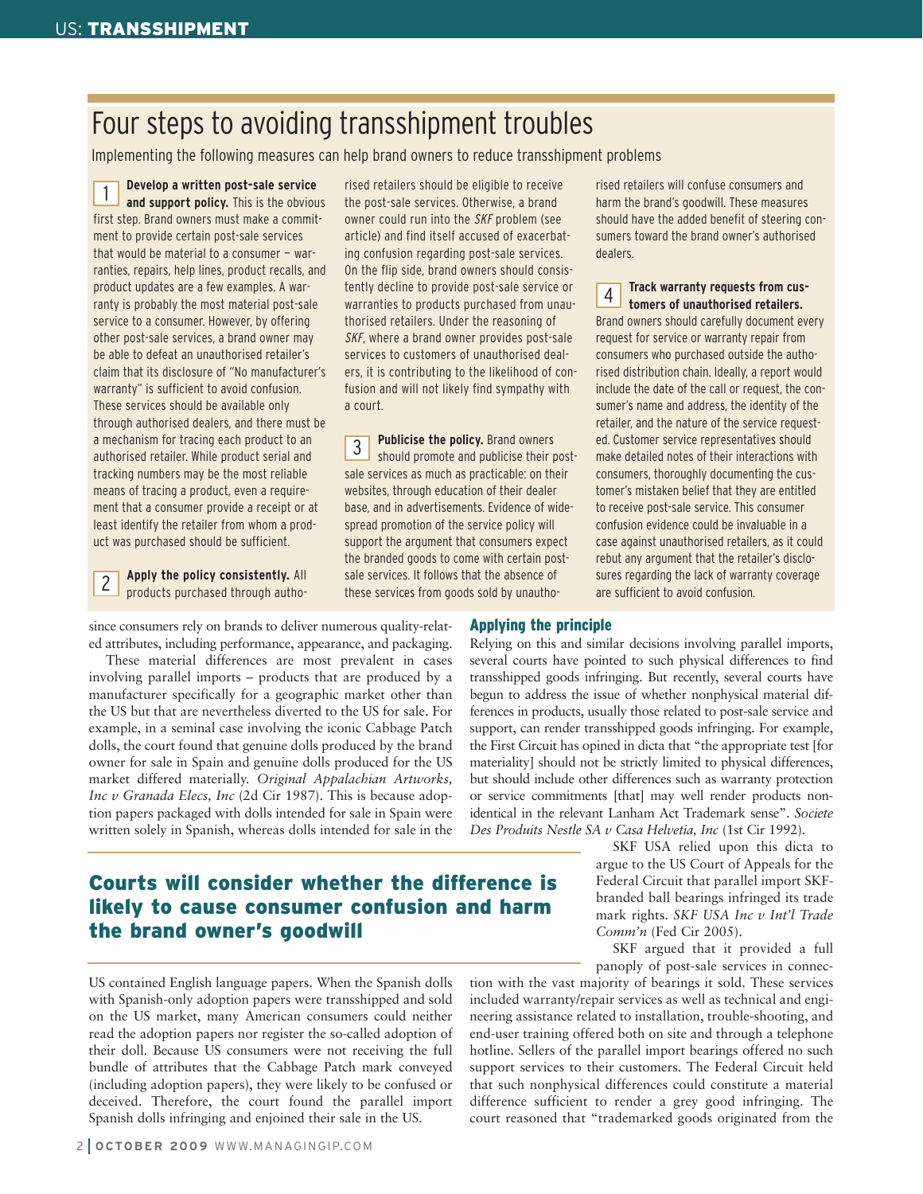## Four steps to avoiding transshipment troubles

Implementing the following measures can help brand owners to reduce transshipment problems

**1 Develop a written post-sale service and support policy.** This is the obvious first step. Brand owners must make a commitment to provide certain post-sale services that would be material to a consumer – warranties, repairs, help lines, product recalls, and product updates are a few examples. A warranty is probably the most material post-sale service to a consumer. However, by offering other post-sale services, a brand owner may be able to defeat an unauthorised retailer's claim that its disclosure of "No manufacturer's warranty" is sufficient to avoid confusion. These services should be available only through authorised dealers, and there must be a mechanism for tracing each product to an authorised retailer. While product serial and tracking numbers may be the most reliable means of tracing a product, even a requirement that a consumer provide a receipt or at least identify the retailer from whom a product was purchased should be sufficient.

**2 Apply the policy consistently.** All products purchased through authorised retailers should be eligible to receive the post-sale services. Otherwise, a brand owner could run into the *SKF* problem (see article) and find itself accused of exacerbating confusion regarding post-sale services. On the flip side, brand owners should consistently decline to provide post-sale service or warranties to products purchased from unauthorised retailers. Under the reasoning of *SKF*, where a brand owner provides post-sale services to customers of unauthorised dealers, it is contributing to the likelihood of confusion and will not likely find sympathy with a court.

**3 Publicise the policy.** Brand owners should promote and publicise their post-sale services as much as practicable: on their websites, through education of their dealer base, and in advertisements. Evidence of widespread promotion of the service policy will support the argument that consumers expect the branded goods to come with certain post-sale services. It follows that the absence of these services from goods sold by unauthorised retailers will confuse consumers and harm the brand's goodwill. These measures should have the added benefit of steering consumers toward the brand owner's authorised dealers.

**4 Track warranty requests from customers of unauthorised retailers.** Brand owners should carefully document every request for service or warranty repair from consumers who purchased outside the authorised distribution chain. Ideally, a report would include the date of the call or request, the consumer's name and address, the identity of the retailer, and the nature of the service requested. Customer service representatives should make detailed notes of their interactions with consumers, thoroughly documenting the customer's mistaken belief that they are entitled to receive post-sale service. This consumer confusion evidence could be invaluable in a case against unauthorised retailers, as it could rebut any argument that the retailer's disclosures regarding the lack of warranty coverage are sufficient to avoid confusion.

since consumers rely on brands to deliver numerous quality-related attributes, including performance, appearance, and packaging.

These material differences are most prevalent in cases involving parallel imports – products that are produced by a manufacturer specifically for a geographic market other than the US but that are nevertheless diverted to the US for sale. For example, in a seminal case involving the iconic Cabbage Patch dolls, the court found that genuine dolls produced by the brand owner for sale in Spain and genuine dolls produced for the US market differed materially. *Original Appalachian Artworks, Inc v Granada Elecs, Inc* (2d Cir 1987). This is because adoption papers packaged with dolls intended for sale in Spain were written solely in Spanish, whereas dolls intended for sale in the US contained English language papers. When the Spanish dolls with Spanish-only adoption papers were transshipped and sold on the US market, many American consumers could neither read the adoption papers nor register the so-called adoption of their doll. Because US consumers were not receiving the full bundle of attributes that the Cabbage Patch mark conveyed (including adoption papers), they were likely to be confused or deceived. Therefore, the court found the parallel import Spanish dolls infringing and enjoined their sale in the US.

**Courts will consider whether the difference is likely to cause consumer confusion and harm the brand owner's goodwill**

### Applying the principle

Relying on this and similar decisions involving parallel imports, several courts have pointed to such physical differences to find transshipped goods infringing. But recently, several courts have begun to address the issue of whether nonphysical material differences in products, usually those related to post-sale service and support, can render transshipped goods infringing. For example, the First Circuit has opined in dicta that "the appropriate test [for materiality] should not be strictly limited to physical differences, but should include other differences such as warranty protection or service commitments [that] may well render products non-identical in the relevant Lanham Act Trademark sense". *Societe Des Produits Nestle SA v Casa Helvetia, Inc* (1st Cir 1992).

SKF USA relied upon this dicta to argue to the US Court of Appeals for the Federal Circuit that parallel import SKF-branded ball bearings infringed its trade mark rights. *SKF USA Inc v Int'l Trade Comm'n* (Fed Cir 2005).

SKF argued that it provided a full panoply of post-sale services in connection with the vast majority of bearings it sold. These services included warranty/repair services as well as technical and engineering assistance related to installation, trouble-shooting, and end-user training offered both on site and through a telephone hotline. Sellers of the parallel import bearings offered no such support services to their customers. The Federal Circuit held that such nonphysical differences could constitute a material difference sufficient to render a grey good infringing. The court reasoned that "trademarked goods originated from the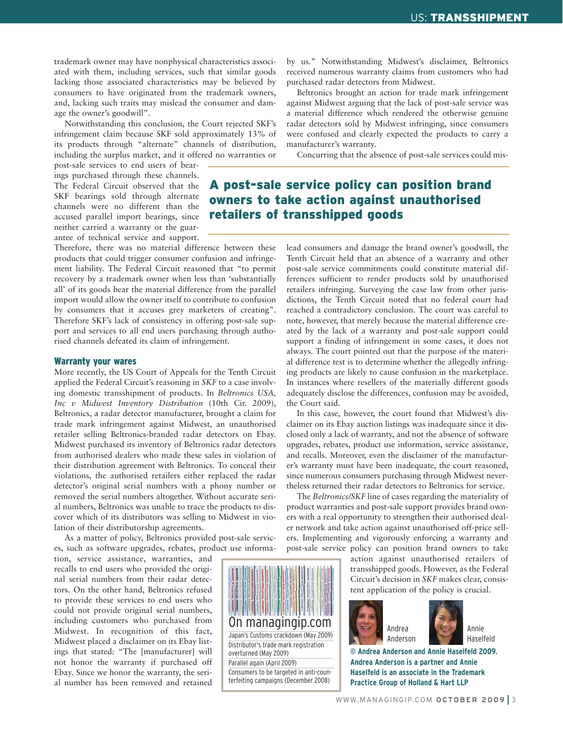trademark owner may have nonphysical characteristics associated with them, including services, such that similar goods lacking those associated characteristics may be believed by consumers to have originated from the trademark owners, and, lacking such traits may mislead the consumer and damage the owner's goodwill".

Notwithstanding this conclusion, the Court rejected SKF's infringement claim because SKF sold approximately 13% of its products through "alternate" channels of distribution, including the surplus market, and it offered no warranties or post-sale services to end users of bearings purchased through these channels. The Federal Circuit observed that the SKF bearings sold through alternate channels were no different than the accused parallel import bearings, since neither carried a warranty or the guarantee of technical service and support. Therefore, there was no material difference between these products that could trigger consumer confusion and infringement liability. The Federal Circuit reasoned that "to permit recovery by a trademark owner when less than 'substantially all' of its goods bear the material difference from the parallel import would allow the owner itself to contribute to confusion by consumers that it accuses grey marketers of creating". Therefore SKF's lack of consistency in offering post-sale support and services to all end users purchasing through authorised channels defeated its claim of infringement.

## Warranty your wares

More recently, the US Court of Appeals for the Tenth Circuit applied the Federal Circuit's reasoning in *SKF* to a case involving domestic transshipment of products. In *Beltronics USA, Inc v Midwest Inventory Distribution* (10th Cir. 2009), Beltronics, a radar detector manufacturer, brought a claim for trade mark infringement against Midwest, an unauthorised retailer selling Beltronics-branded radar detectors on Ebay. Midwest purchased its inventory of Beltronics radar detectors from authorised dealers who made these sales in violation of their distribution agreement with Beltronics. To conceal their violations, the authorised retailers either replaced the radar detector's original serial numbers with a phony number or removed the serial numbers altogether. Without accurate serial numbers, Beltronics was unable to trace the products to discover which of its distributors was selling to Midwest in violation of their distributorship agreements.

As a matter of policy, Beltronics provided post-sale services, such as software upgrades, rebates, product use information, service assistance, warranties, and recalls to end users who provided the original serial numbers from their radar detectors. On the other hand, Beltronics refused to provide these services to end users who could not provide original serial numbers, including customers who purchased from Midwest. In recognition of this fact, Midwest placed a disclaimer on its Ebay listings that stated: "The [manufacturer] will not honor the warranty if purchased off Ebay. Since we honor the warranty, the serial number has been removed and retained by us." Notwithstanding Midwest's disclaimer, Beltronics received numerous warranty claims from customers who had purchased radar detectors from Midwest.

Beltronics brought an action for trade mark infringement against Midwest arguing that the lack of post-sale service was a material difference which rendered the otherwise genuine radar detectors sold by Midwest infringing, since consumers were confused and clearly expected the products to carry a manufacturer's warranty.

Concurring that the absence of post-sale services could mislead consumers and damage the brand owner's goodwill, the Tenth Circuit held that an absence of a warranty and other post-sale service commitments could constitute material differences sufficient to render products sold by unauthorised retailers infringing. Surveying the case law from other jurisdictions, the Tenth Circuit noted that no federal court had reached a contradictory conclusion. The court was careful to note, however, that merely because the material difference created by the lack of a warranty and post-sale support could support a finding of infringement in some cases, it does not always. The court pointed out that the purpose of the material difference test is to determine whether the allegedly infringing products are likely to cause confusion in the marketplace. In instances where resellers of the materially different goods adequately disclose the differences, confusion may be avoided, the Court said.

**A post-sale service policy can position brand owners to take action against unauthorised retailers of transshipped goods**

In this case, however, the court found that Midwest's disclaimer on its Ebay auction listings was inadequate since it disclosed only a lack of warranty, and not the absence of software upgrades, rebates, product use information, service assistance, and recalls. Moreover, even the disclaimer of the manufacturer's warranty must have been inadequate, the court reasoned, since numerous consumers purchasing through Midwest nevertheless returned their radar detectors to Beltronics for service.

The *Beltronics/SKF* line of cases regarding the materiality of product warranties and post-sale support provides brand owners with a real opportunity to strengthen their authorised dealer network and take action against unauthorised off-price sellers. Implementing and vigorously enforcing a warranty and post-sale service policy can position brand owners to take action against unauthorised retailers of transshipped goods. However, as the Federal Circuit's decision in *SKF* makes clear, consistent application of the policy is crucial.

**On managingip.com**

- Japan's Customs crackdown (May 2009)
- Distributor's trade mark registration overturned (May 2009)
- Parallel again (April 2009)
- Consumers to be targeted in anti-counterfeiting campaigns (December 2008)

Andrea Anderson

Annie Haselfeld

**© Andrea Anderson and Annie Haselfeld 2009. Andrea Anderson is a partner and Annie Haselfeld is an associate in the Trademark Practice Group of Holland & Hart LLP**